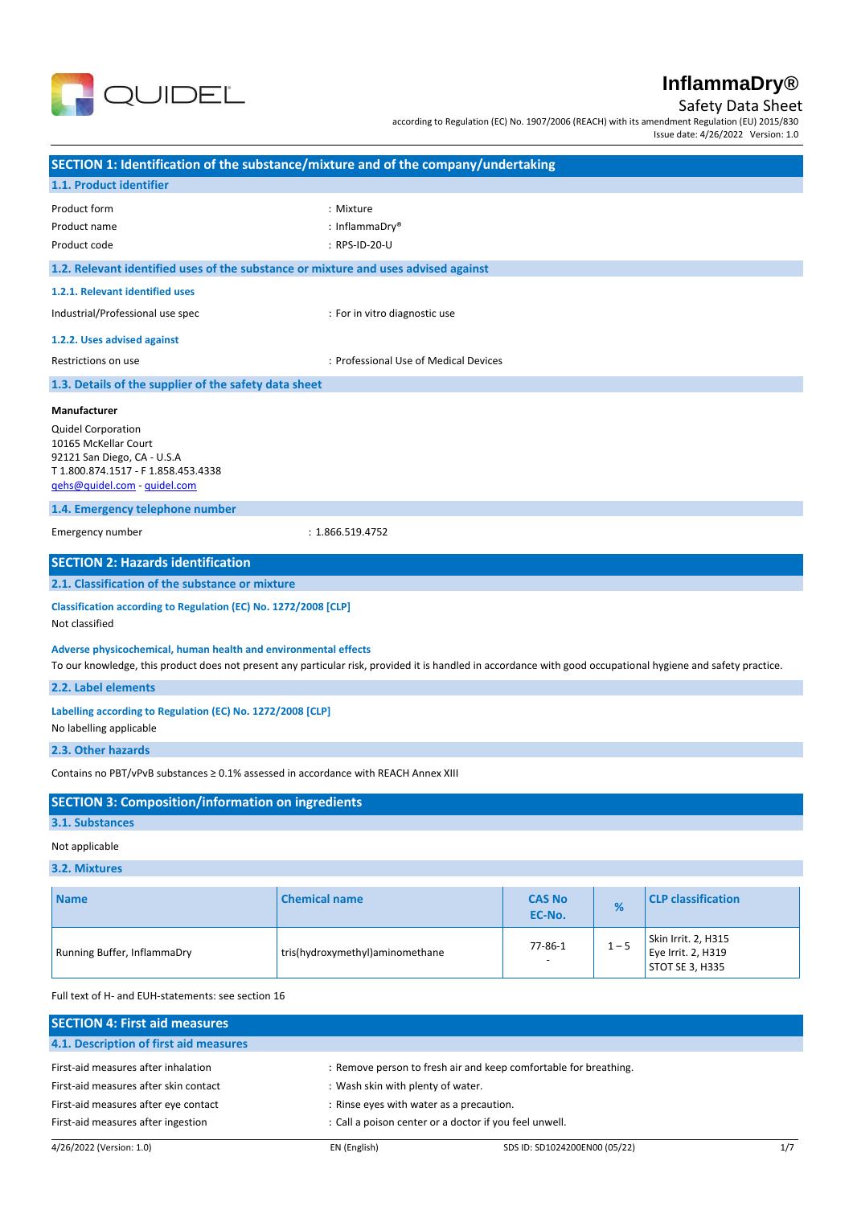# InflammaDry®

Safety Data Sheet

according to Regulation (EC) No. 1907/2006 (REACH) with its amendment Regulation (EU) 2015/830

Issue date: 4/26/2022 Version: 1.0

## SECTION 1: Identification of the substance/mixture and of the company/undertaking

### 1.1. Product identifier

| | |
|---|---|
| Product form | : Mixture |
| Product name | : InflammaDry® |
| Product code | : RPS-ID-20-U |

### 1.2. Relevant identified uses of the substance or mixture and uses advised against

#### 1.2.1. Relevant identified uses

| | |
|---|---|
| Industrial/Professional use spec | : For in vitro diagnostic use |

#### 1.2.2. Uses advised against

| | |
|---|---|
| Restrictions on use | : Professional Use of Medical Devices |

### 1.3. Details of the supplier of the safety data sheet

**Manufacturer**

Quidel Corporation
10165 McKellar Court
92121 San Diego, CA - U.S.A
T 1.800.874.1517 - F 1.858.453.4338
qehs@quidel.com - quidel.com

### 1.4. Emergency telephone number

| | |
|---|---|
| Emergency number | : 1.866.519.4752 |

## SECTION 2: Hazards identification

### 2.1. Classification of the substance or mixture

**Classification according to Regulation (EC) No. 1272/2008 [CLP]**

Not classified

**Adverse physicochemical, human health and environmental effects**

To our knowledge, this product does not present any particular risk, provided it is handled in accordance with good occupational hygiene and safety practice.

### 2.2. Label elements

**Labelling according to Regulation (EC) No. 1272/2008 [CLP]**

No labelling applicable

### 2.3. Other hazards

Contains no PBT/vPvB substances ≥ 0.1% assessed in accordance with REACH Annex XIII

## SECTION 3: Composition/information on ingredients

### 3.1. Substances

Not applicable

### 3.2. Mixtures

| Name | Chemical name | CAS No<br>EC-No. | % | CLP classification |
|---|---|---|---|---|
| Running Buffer, InflammaDry | tris(hydroxymethyl)aminomethane | 77-86-1<br>- | 1 – 5 | Skin Irrit. 2, H315<br>Eye Irrit. 2, H319<br>STOT SE 3, H335 |

Full text of H- and EUH-statements: see section 16

## SECTION 4: First aid measures

### 4.1. Description of first aid measures

| | |
|---|---|
| First-aid measures after inhalation | : Remove person to fresh air and keep comfortable for breathing. |
| First-aid measures after skin contact | : Wash skin with plenty of water. |
| First-aid measures after eye contact | : Rinse eyes with water as a precaution. |
| First-aid measures after ingestion | : Call a poison center or a doctor if you feel unwell. |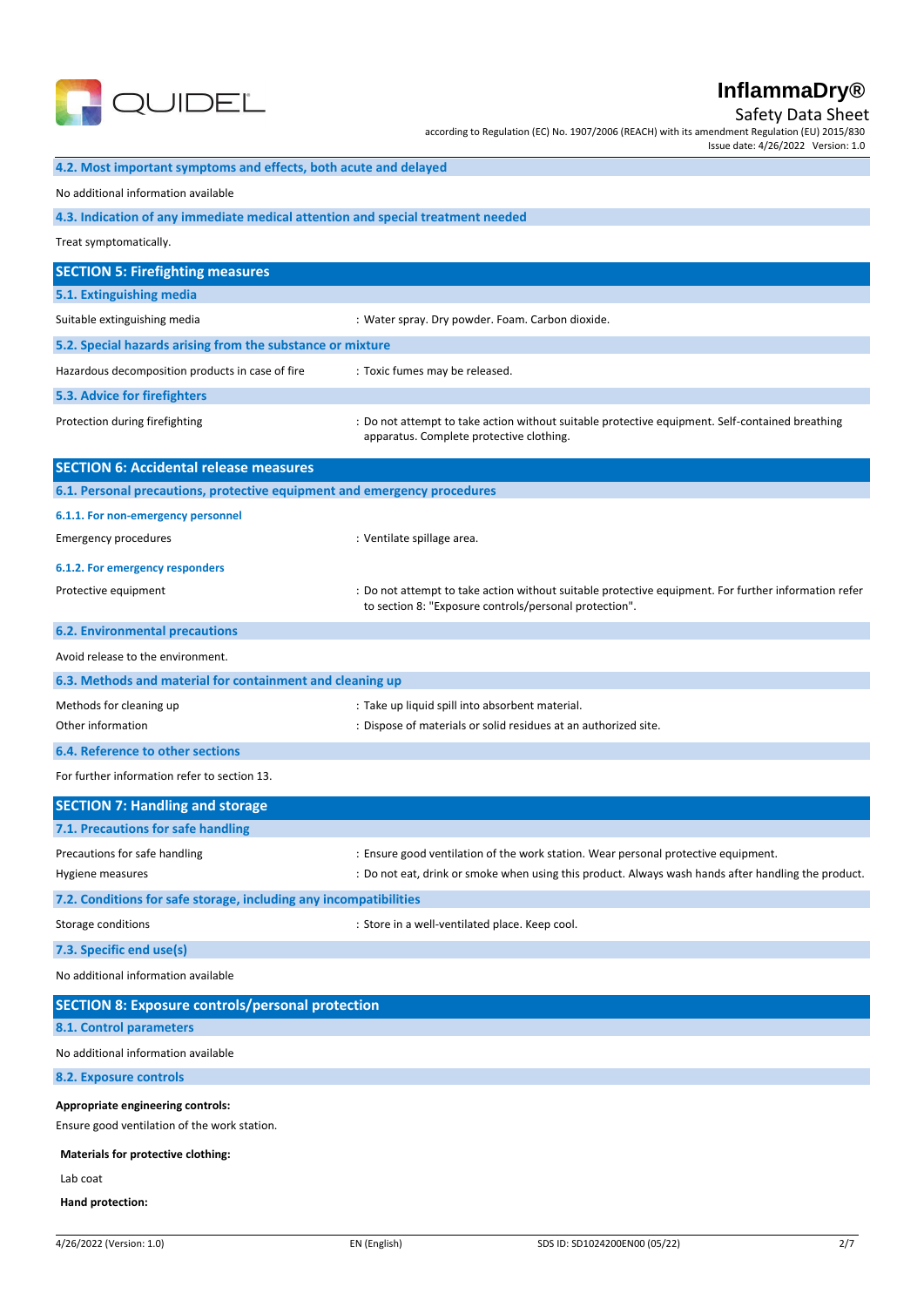#### 4.2. Most important symptoms and effects, both acute and delayed

No additional information available

#### 4.3. Indication of any immediate medical attention and special treatment needed

Treat symptomatically.

## SECTION 5: Firefighting measures

#### 5.1. Extinguishing media

Suitable extinguishing media : Water spray. Dry powder. Foam. Carbon dioxide.

#### 5.2. Special hazards arising from the substance or mixture

Hazardous decomposition products in case of fire : Toxic fumes may be released.

#### 5.3. Advice for firefighters

Protection during firefighting : Do not attempt to take action without suitable protective equipment. Self-contained breathing apparatus. Complete protective clothing.

## SECTION 6: Accidental release measures

#### 6.1. Personal precautions, protective equipment and emergency procedures

##### 6.1.1. For non-emergency personnel

Emergency procedures : Ventilate spillage area.

##### 6.1.2. For emergency responders

Protective equipment : Do not attempt to take action without suitable protective equipment. For further information refer to section 8: "Exposure controls/personal protection".

#### 6.2. Environmental precautions

Avoid release to the environment.

#### 6.3. Methods and material for containment and cleaning up

Methods for cleaning up : Take up liquid spill into absorbent material.

Other information : Dispose of materials or solid residues at an authorized site.

#### 6.4. Reference to other sections

For further information refer to section 13.

## SECTION 7: Handling and storage

#### 7.1. Precautions for safe handling

Precautions for safe handling : Ensure good ventilation of the work station. Wear personal protective equipment.

Hygiene measures : Do not eat, drink or smoke when using this product. Always wash hands after handling the product.

#### 7.2. Conditions for safe storage, including any incompatibilities

Storage conditions : Store in a well-ventilated place. Keep cool.

#### 7.3. Specific end use(s)

No additional information available

## SECTION 8: Exposure controls/personal protection

#### 8.1. Control parameters

No additional information available

#### 8.2. Exposure controls

**Appropriate engineering controls:**

Ensure good ventilation of the work station.

**Materials for protective clothing:**

Lab coat

**Hand protection:**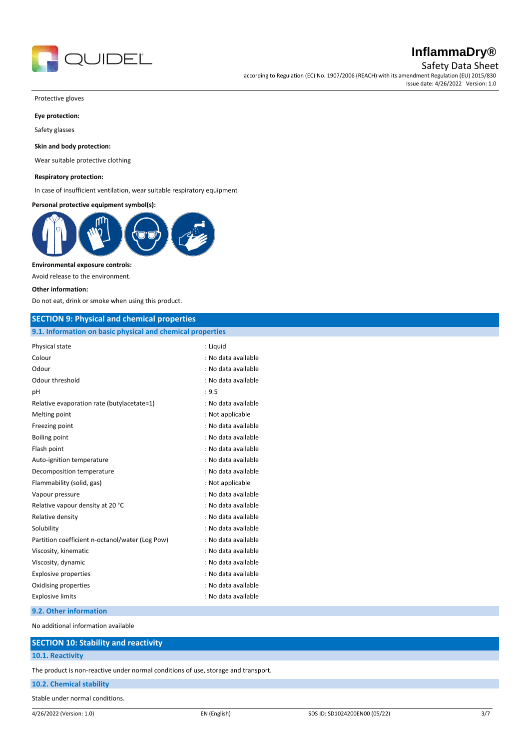Protective gloves

**Eye protection:**

Safety glasses

**Skin and body protection:**

Wear suitable protective clothing

**Respiratory protection:**

In case of insufficient ventilation, wear suitable respiratory equipment

**Personal protective equipment symbol(s):**

**Environmental exposure controls:**

Avoid release to the environment.

**Other information:**

Do not eat, drink or smoke when using this product.

## SECTION 9: Physical and chemical properties

### 9.1. Information on basic physical and chemical properties

| | |
|---|---|
| Physical state | : Liquid |
| Colour | : No data available |
| Odour | : No data available |
| Odour threshold | : No data available |
| pH | : 9.5 |
| Relative evaporation rate (butylacetate=1) | : No data available |
| Melting point | : Not applicable |
| Freezing point | : No data available |
| Boiling point | : No data available |
| Flash point | : No data available |
| Auto-ignition temperature | : No data available |
| Decomposition temperature | : No data available |
| Flammability (solid, gas) | : Not applicable |
| Vapour pressure | : No data available |
| Relative vapour density at 20 °C | : No data available |
| Relative density | : No data available |
| Solubility | : No data available |
| Partition coefficient n-octanol/water (Log Pow) | : No data available |
| Viscosity, kinematic | : No data available |
| Viscosity, dynamic | : No data available |
| Explosive properties | : No data available |
| Oxidising properties | : No data available |
| Explosive limits | : No data available |

### 9.2. Other information

No additional information available

## SECTION 10: Stability and reactivity

### 10.1. Reactivity

The product is non-reactive under normal conditions of use, storage and transport.

### 10.2. Chemical stability

Stable under normal conditions.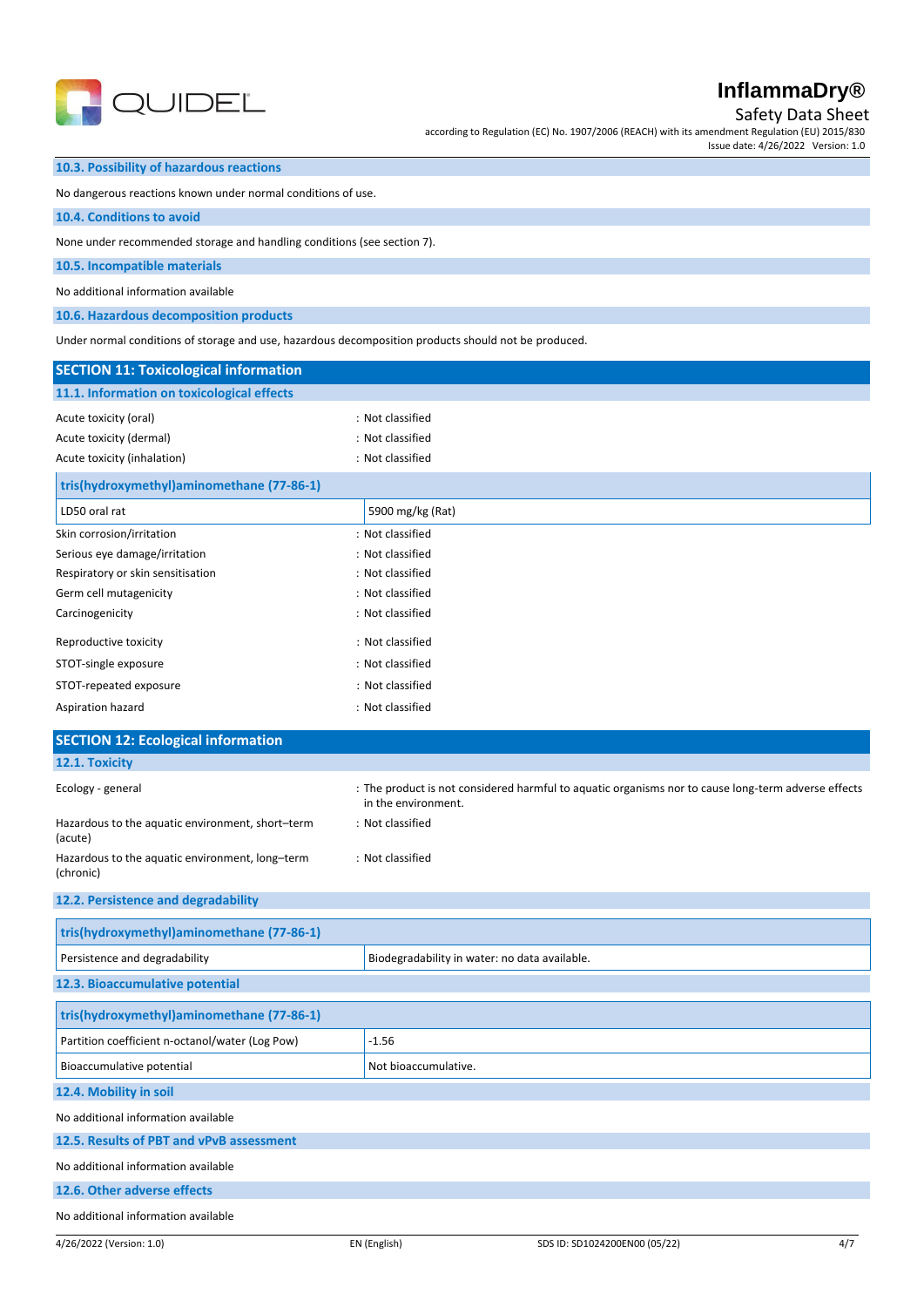### 10.3. Possibility of hazardous reactions

No dangerous reactions known under normal conditions of use.

### 10.4. Conditions to avoid

None under recommended storage and handling conditions (see section 7).

### 10.5. Incompatible materials

No additional information available

### 10.6. Hazardous decomposition products

Under normal conditions of storage and use, hazardous decomposition products should not be produced.

## SECTION 11: Toxicological information

### 11.1. Information on toxicological effects

| | |
|---|---|
| Acute toxicity (oral) | : Not classified |
| Acute toxicity (dermal) | : Not classified |
| Acute toxicity (inhalation) | : Not classified |

| tris(hydroxymethyl)aminomethane (77-86-1) | |
|---|---|
| LD50 oral rat | 5900 mg/kg (Rat) |

| | |
|---|---|
| Skin corrosion/irritation | : Not classified |
| Serious eye damage/irritation | : Not classified |
| Respiratory or skin sensitisation | : Not classified |
| Germ cell mutagenicity | : Not classified |
| Carcinogenicity | : Not classified |
| Reproductive toxicity | : Not classified |
| STOT-single exposure | : Not classified |
| STOT-repeated exposure | : Not classified |
| Aspiration hazard | : Not classified |

## SECTION 12: Ecological information

### 12.1. Toxicity

| | |
|---|---|
| Ecology - general | : The product is not considered harmful to aquatic organisms nor to cause long-term adverse effects in the environment. |
| Hazardous to the aquatic environment, short–term (acute) | : Not classified |
| Hazardous to the aquatic environment, long–term (chronic) | : Not classified |

### 12.2. Persistence and degradability

| tris(hydroxymethyl)aminomethane (77-86-1) | |
|---|---|
| Persistence and degradability | Biodegradability in water: no data available. |

### 12.3. Bioaccumulative potential

| tris(hydroxymethyl)aminomethane (77-86-1) | |
|---|---|
| Partition coefficient n-octanol/water (Log Pow) | -1.56 |
| Bioaccumulative potential | Not bioaccumulative. |

### 12.4. Mobility in soil

No additional information available

### 12.5. Results of PBT and vPvB assessment

No additional information available

### 12.6. Other adverse effects

No additional information available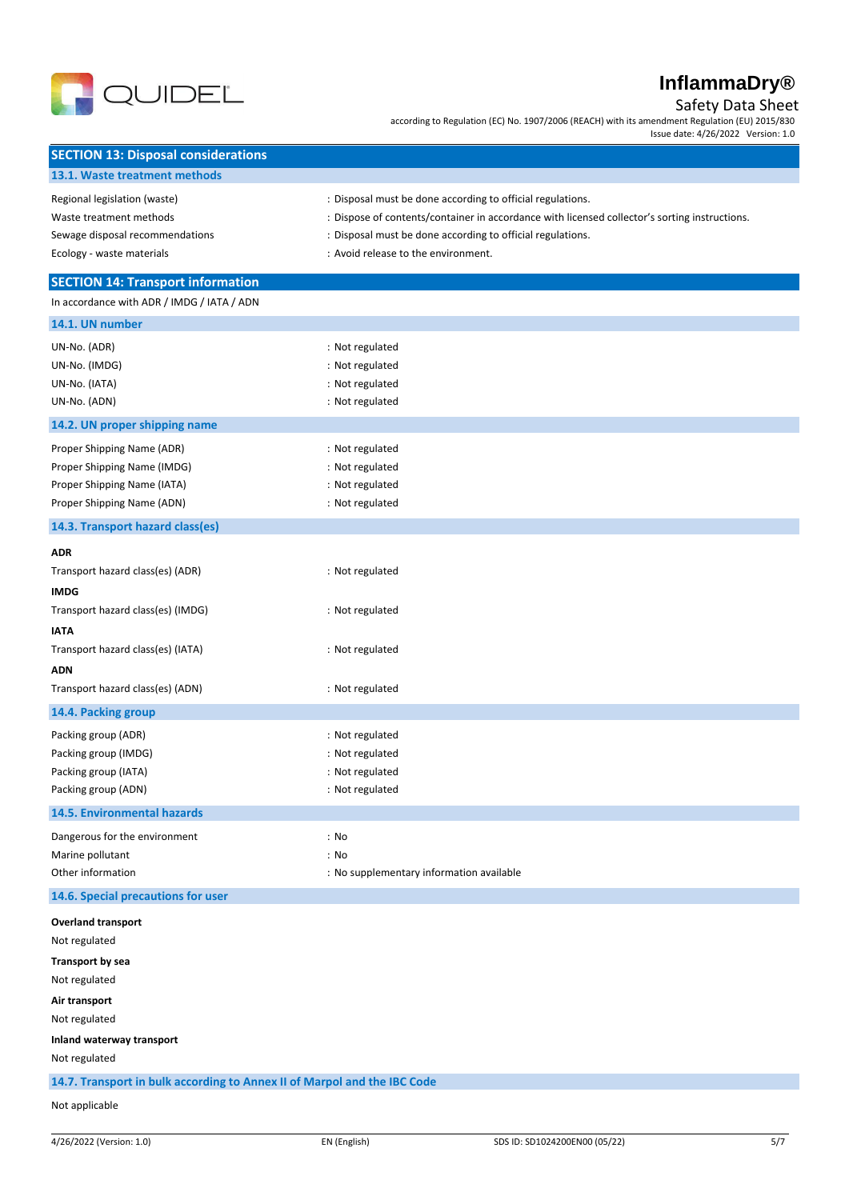## SECTION 13: Disposal considerations

### 13.1. Waste treatment methods

Regional legislation (waste) : Disposal must be done according to official regulations.

Waste treatment methods : Dispose of contents/container in accordance with licensed collector's sorting instructions.

Sewage disposal recommendations : Disposal must be done according to official regulations.

Ecology - waste materials : Avoid release to the environment.

## SECTION 14: Transport information

In accordance with ADR / IMDG / IATA / ADN

### 14.1. UN number

UN-No. (ADR) : Not regulated

UN-No. (IMDG) : Not regulated

UN-No. (IATA) : Not regulated

UN-No. (ADN) : Not regulated

### 14.2. UN proper shipping name

Proper Shipping Name (ADR) : Not regulated

Proper Shipping Name (IMDG) : Not regulated

Proper Shipping Name (IATA) : Not regulated

Proper Shipping Name (ADN) : Not regulated

### 14.3. Transport hazard class(es)

**ADR**

Transport hazard class(es) (ADR) : Not regulated

**IMDG**

Transport hazard class(es) (IMDG) : Not regulated

**IATA**

Transport hazard class(es) (IATA) : Not regulated

**ADN**

Transport hazard class(es) (ADN) : Not regulated

### 14.4. Packing group

Packing group (ADR) : Not regulated

Packing group (IMDG) : Not regulated

Packing group (IATA) : Not regulated

Packing group (ADN) : Not regulated

### 14.5. Environmental hazards

Dangerous for the environment : No

Marine pollutant : No

Other information : No supplementary information available

### 14.6. Special precautions for user

**Overland transport**

Not regulated

**Transport by sea**

Not regulated

**Air transport**

Not regulated

**Inland waterway transport**

Not regulated

### 14.7. Transport in bulk according to Annex II of Marpol and the IBC Code

Not applicable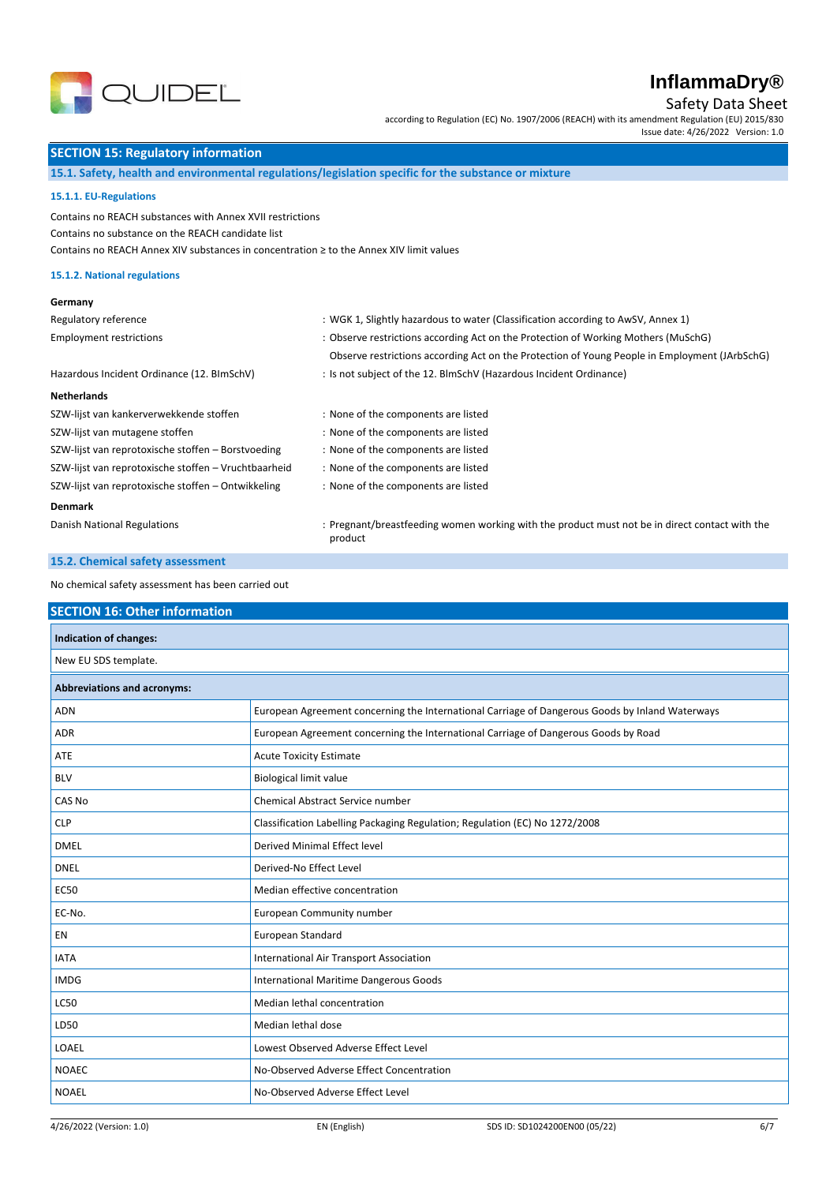## SECTION 15: Regulatory information

### 15.1. Safety, health and environmental regulations/legislation specific for the substance or mixture

#### 15.1.1. EU-Regulations

Contains no REACH substances with Annex XVII restrictions

Contains no substance on the REACH candidate list

Contains no REACH Annex XIV substances in concentration ≥ to the Annex XIV limit values

#### 15.1.2. National regulations

**Germany**

| | |
|---|---|
| Regulatory reference | : WGK 1, Slightly hazardous to water (Classification according to AwSV, Annex 1) |
| Employment restrictions | : Observe restrictions according Act on the Protection of Working Mothers (MuSchG)<br>Observe restrictions according Act on the Protection of Young People in Employment (JArbSchG) |
| Hazardous Incident Ordinance (12. BImSchV) | : Is not subject of the 12. BlmSchV (Hazardous Incident Ordinance) |

**Netherlands**

| | |
|---|---|
| SZW-lijst van kankerverwekkende stoffen | : None of the components are listed |
| SZW-lijst van mutagene stoffen | : None of the components are listed |
| SZW-lijst van reprotoxische stoffen – Borstvoeding | : None of the components are listed |
| SZW-lijst van reprotoxische stoffen – Vruchtbaarheid | : None of the components are listed |
| SZW-lijst van reprotoxische stoffen – Ontwikkeling | : None of the components are listed |

**Denmark**

| | |
|---|---|
| Danish National Regulations | : Pregnant/breastfeeding women working with the product must not be in direct contact with the product |

### 15.2. Chemical safety assessment

No chemical safety assessment has been carried out

## SECTION 16: Other information

**Indication of changes:**

New EU SDS template.

| Abbreviations and acronyms: | |
|---|---|
| ADN | European Agreement concerning the International Carriage of Dangerous Goods by Inland Waterways |
| ADR | European Agreement concerning the International Carriage of Dangerous Goods by Road |
| ATE | Acute Toxicity Estimate |
| BLV | Biological limit value |
| CAS No | Chemical Abstract Service number |
| CLP | Classification Labelling Packaging Regulation; Regulation (EC) No 1272/2008 |
| DMEL | Derived Minimal Effect level |
| DNEL | Derived-No Effect Level |
| EC50 | Median effective concentration |
| EC-No. | European Community number |
| EN | European Standard |
| IATA | International Air Transport Association |
| IMDG | International Maritime Dangerous Goods |
| LC50 | Median lethal concentration |
| LD50 | Median lethal dose |
| LOAEL | Lowest Observed Adverse Effect Level |
| NOAEC | No-Observed Adverse Effect Concentration |
| NOAEL | No-Observed Adverse Effect Level |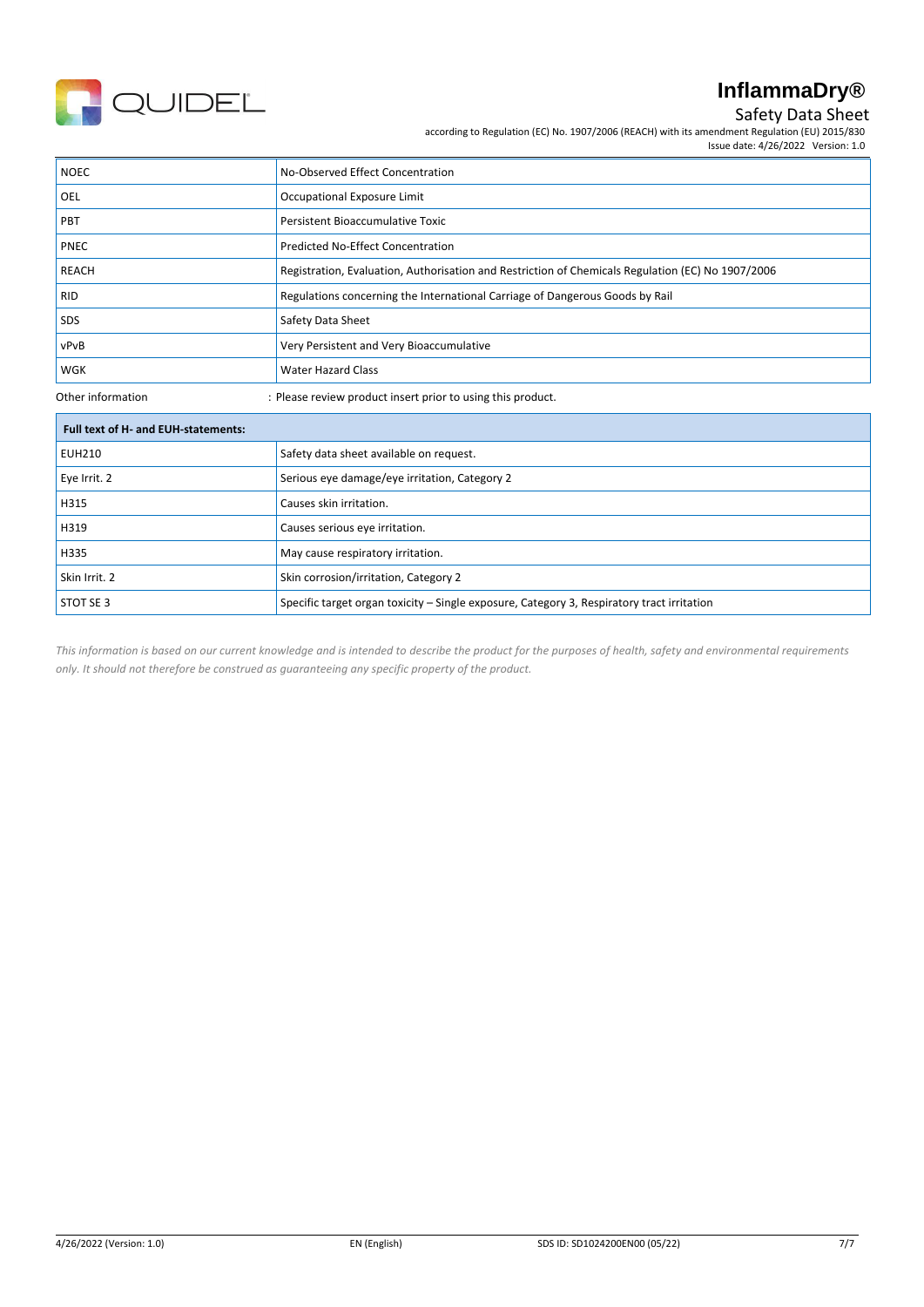| | |
|---|---|
| NOEC | No-Observed Effect Concentration |
| OEL | Occupational Exposure Limit |
| PBT | Persistent Bioaccumulative Toxic |
| PNEC | Predicted No-Effect Concentration |
| REACH | Registration, Evaluation, Authorisation and Restriction of Chemicals Regulation (EC) No 1907/2006 |
| RID | Regulations concerning the International Carriage of Dangerous Goods by Rail |
| SDS | Safety Data Sheet |
| vPvB | Very Persistent and Very Bioaccumulative |
| WGK | Water Hazard Class |

Other information : Please review product insert prior to using this product.

| Full text of H- and EUH-statements: | |
|---|---|
| EUH210 | Safety data sheet available on request. |
| Eye Irrit. 2 | Serious eye damage/eye irritation, Category 2 |
| H315 | Causes skin irritation. |
| H319 | Causes serious eye irritation. |
| H335 | May cause respiratory irritation. |
| Skin Irrit. 2 | Skin corrosion/irritation, Category 2 |
| STOT SE 3 | Specific target organ toxicity – Single exposure, Category 3, Respiratory tract irritation |

*This information is based on our current knowledge and is intended to describe the product for the purposes of health, safety and environmental requirements only. It should not therefore be construed as guaranteeing any specific property of the product.*